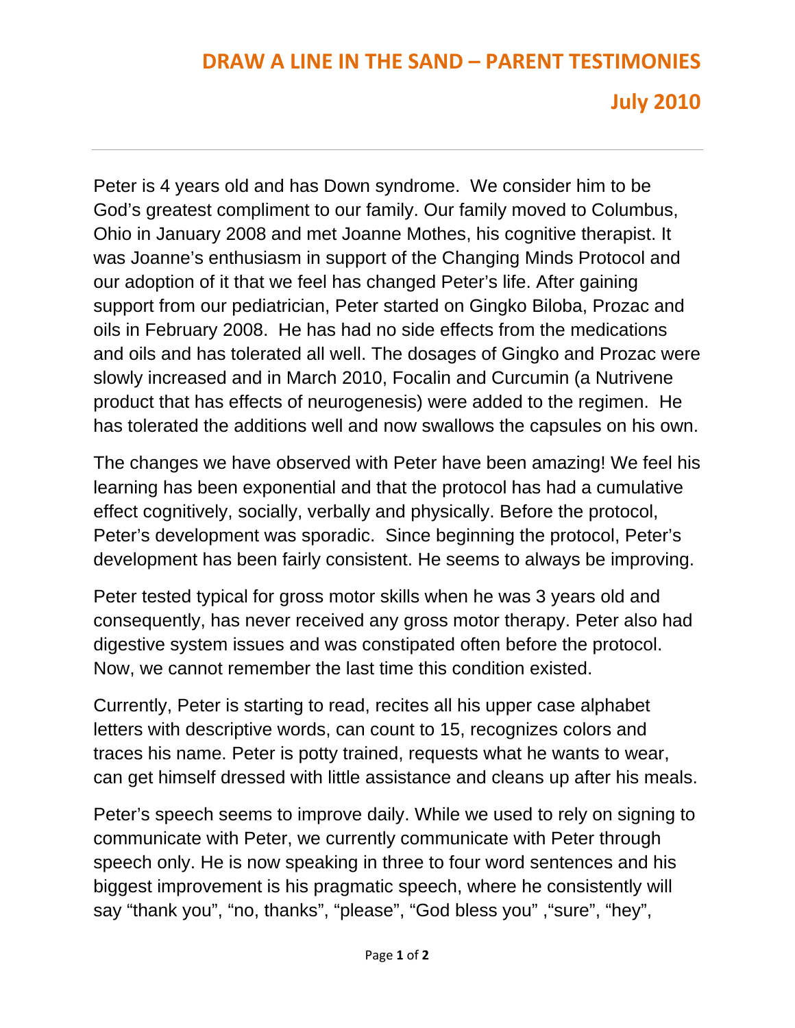# DRAW A LINE IN THE SAND – PARENT TESTIMONIES

## July 2010

Peter is 4 years old and has Down syndrome. We consider him to be God's greatest compliment to our family. Our family moved to Columbus, Ohio in January 2008 and met Joanne Mothes, his cognitive therapist. It was Joanne's enthusiasm in support of the Changing Minds Protocol and our adoption of it that we feel has changed Peter's life. After gaining support from our pediatrician, Peter started on Gingko Biloba, Prozac and oils in February 2008. He has had no side effects from the medications and oils and has tolerated all well. The dosages of Gingko and Prozac were slowly increased and in March 2010, Focalin and Curcumin (a Nutrivene product that has effects of neurogenesis) were added to the regimen. He has tolerated the additions well and now swallows the capsules on his own.

The changes we have observed with Peter have been amazing! We feel his learning has been exponential and that the protocol has had a cumulative effect cognitively, socially, verbally and physically. Before the protocol, Peter's development was sporadic. Since beginning the protocol, Peter's development has been fairly consistent. He seems to always be improving.

Peter tested typical for gross motor skills when he was 3 years old and consequently, has never received any gross motor therapy. Peter also had digestive system issues and was constipated often before the protocol. Now, we cannot remember the last time this condition existed.

Currently, Peter is starting to read, recites all his upper case alphabet letters with descriptive words, can count to 15, recognizes colors and traces his name. Peter is potty trained, requests what he wants to wear, can get himself dressed with little assistance and cleans up after his meals.

Peter's speech seems to improve daily. While we used to rely on signing to communicate with Peter, we currently communicate with Peter through speech only. He is now speaking in three to four word sentences and his biggest improvement is his pragmatic speech, where he consistently will say "thank you", "no, thanks", "please", "God bless you" ,"sure", "hey",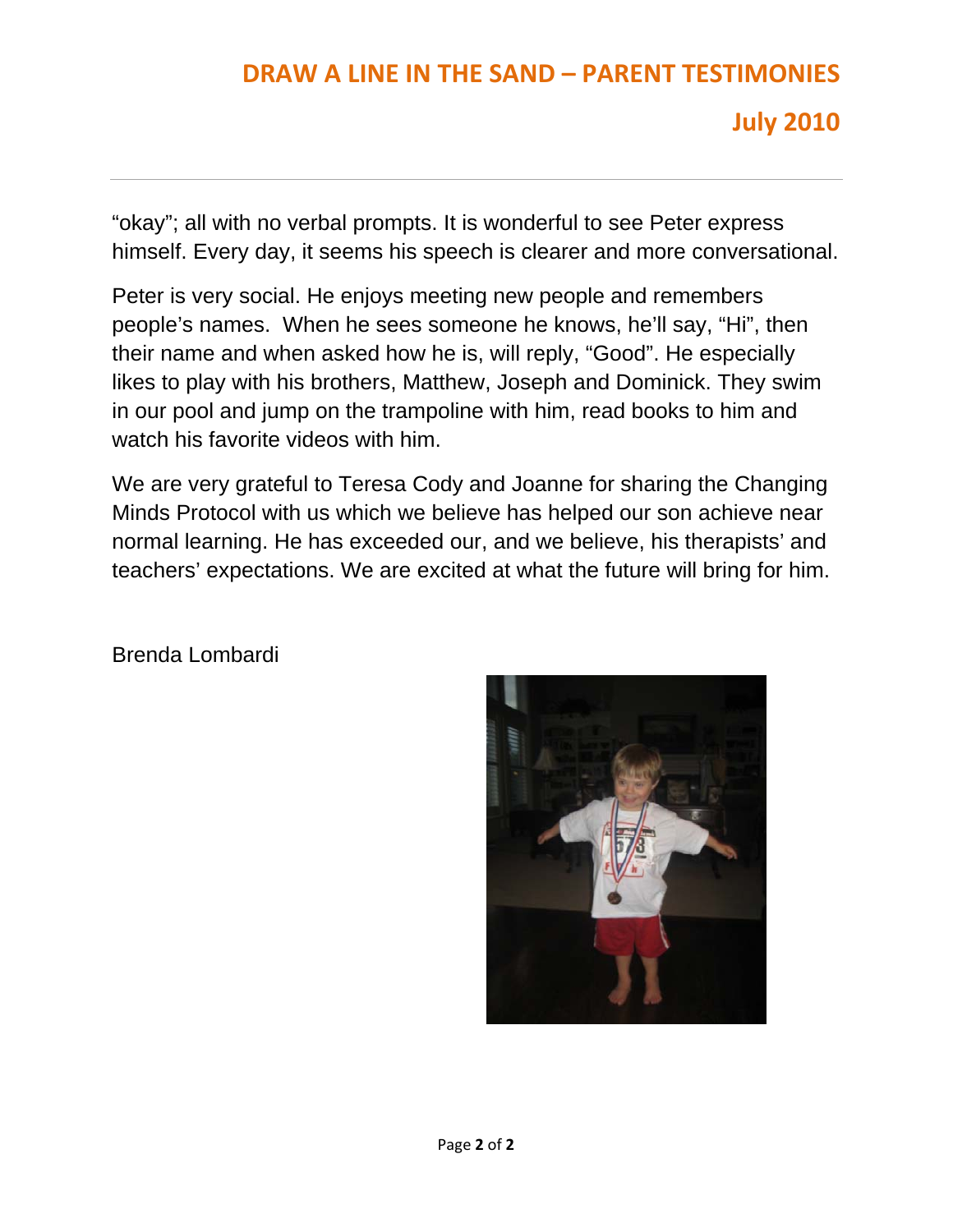"okay"; all with no verbal prompts. It is wonderful to see Peter express himself. Every day, it seems his speech is clearer and more conversational.

Peter is very social. He enjoys meeting new people and remembers people's names. When he sees someone he knows, he'll say, "Hi", then their name and when asked how he is, will reply, "Good". He especially likes to play with his brothers, Matthew, Joseph and Dominick. They swim in our pool and jump on the trampoline with him, read books to him and watch his favorite videos with him.

We are very grateful to Teresa Cody and Joanne for sharing the Changing Minds Protocol with us which we believe has helped our son achieve near normal learning. He has exceeded our, and we believe, his therapists' and teachers' expectations. We are excited at what the future will bring for him.

Brenda Lombardi